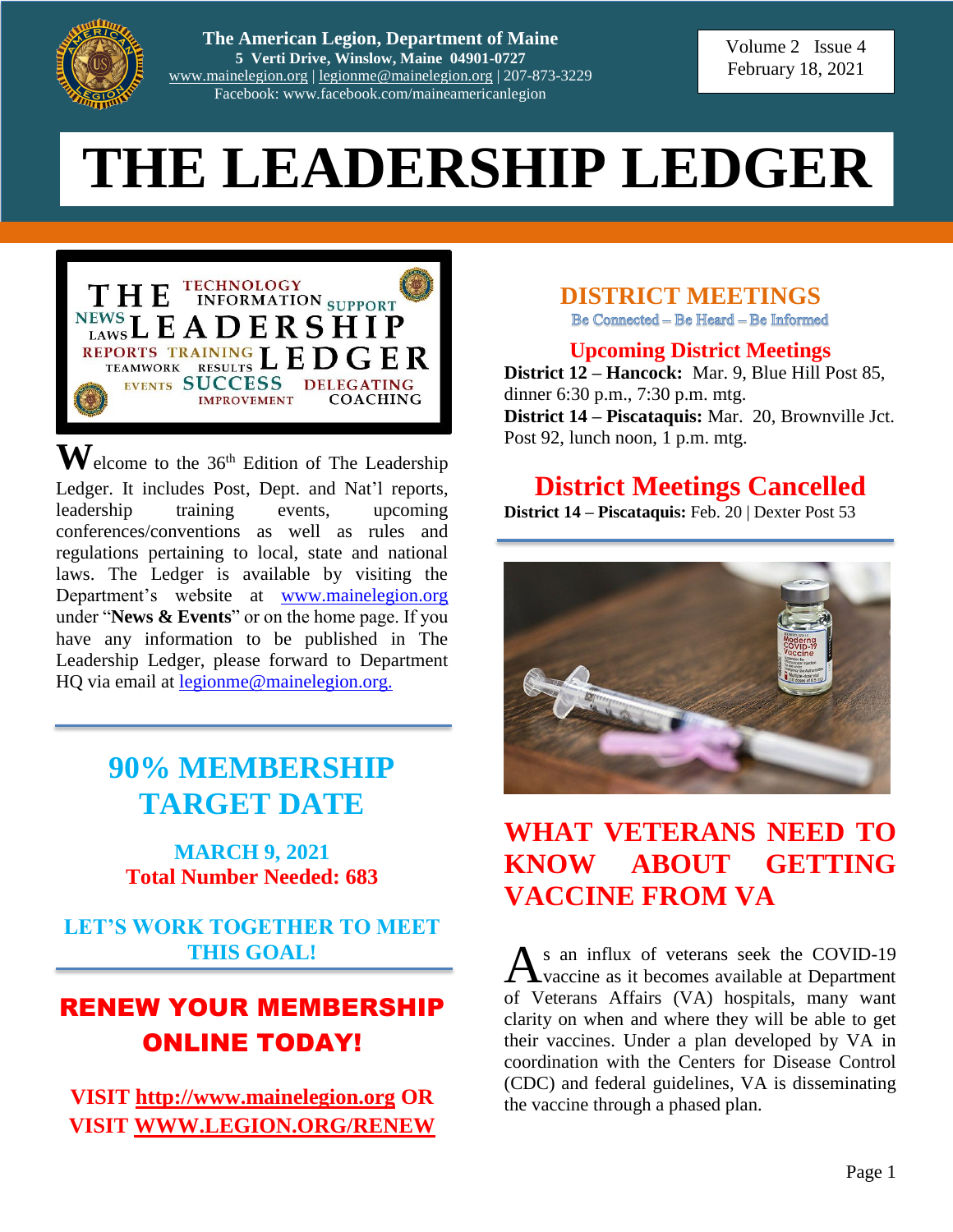The American Legion, Department of Maine
5 Verti Drive, Winslow, Maine 04901-0727
www.mainelegion.org | legionme@mainelegion.org | 207-873-3229
Facebook: www.facebook.com/maineamericanlegion

Volume 2 Issue 4
February 18, 2021

# THE LEADERSHIP LEDGER

Welcome to the 36th Edition of The Leadership Ledger. It includes Post, Dept. and Nat'l reports, leadership training events, upcoming conferences/conventions as well as rules and regulations pertaining to local, state and national laws. The Ledger is available by visiting the Department's website at www.mainelegion.org under "**News & Events**" or on the home page. If you have any information to be published in The Leadership Ledger, please forward to Department HQ via email at legionme@mainelegion.org.

## 90% MEMBERSHIP TARGET DATE

**MARCH 9, 2021**
**Total Number Needed: 683**

**LET'S WORK TOGETHER TO MEET THIS GOAL!**

## RENEW YOUR MEMBERSHIP ONLINE TODAY!

**VISIT http://www.mainelegion.org OR VISIT WWW.LEGION.ORG/RENEW**

## DISTRICT MEETINGS

Be Connected – Be Heard – Be Informed

### Upcoming District Meetings

**District 12 – Hancock:** Mar. 9, Blue Hill Post 85, dinner 6:30 p.m., 7:30 p.m. mtg.
**District 14 – Piscataquis:** Mar. 20, Brownville Jct. Post 92, lunch noon, 1 p.m. mtg.

### District Meetings Cancelled

**District 14 – Piscataquis:** Feb. 20 | Dexter Post 53

## WHAT VETERANS NEED TO KNOW ABOUT GETTING VACCINE FROM VA

As an influx of veterans seek the COVID-19 vaccine as it becomes available at Department of Veterans Affairs (VA) hospitals, many want clarity on when and where they will be able to get their vaccines. Under a plan developed by VA in coordination with the Centers for Disease Control (CDC) and federal guidelines, VA is disseminating the vaccine through a phased plan.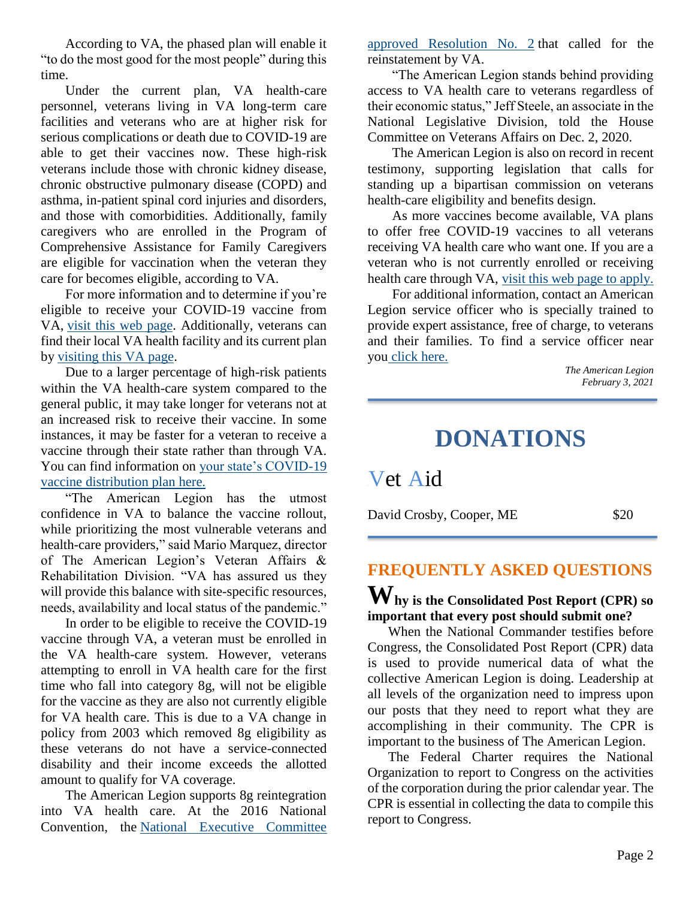According to VA, the phased plan will enable it "to do the most good for the most people" during this time.

Under the current plan, VA health-care personnel, veterans living in VA long-term care facilities and veterans who are at higher risk for serious complications or death due to COVID-19 are able to get their vaccines now. These high-risk veterans include those with chronic kidney disease, chronic obstructive pulmonary disease (COPD) and asthma, in-patient spinal cord injuries and disorders, and those with comorbidities. Additionally, family caregivers who are enrolled in the Program of Comprehensive Assistance for Family Caregivers are eligible for vaccination when the veteran they care for becomes eligible, according to VA.

For more information and to determine if you're eligible to receive your COVID-19 vaccine from VA, visit this web page. Additionally, veterans can find their local VA health facility and its current plan by visiting this VA page.

Due to a larger percentage of high-risk patients within the VA health-care system compared to the general public, it may take longer for veterans not at an increased risk to receive their vaccine. In some instances, it may be faster for a veteran to receive a vaccine through their state rather than through VA. You can find information on your state's COVID-19 vaccine distribution plan here.

"The American Legion has the utmost confidence in VA to balance the vaccine rollout, while prioritizing the most vulnerable veterans and health-care providers," said Mario Marquez, director of The American Legion's Veteran Affairs & Rehabilitation Division. "VA has assured us they will provide this balance with site-specific resources, needs, availability and local status of the pandemic."

In order to be eligible to receive the COVID-19 vaccine through VA, a veteran must be enrolled in the VA health-care system. However, veterans attempting to enroll in VA health care for the first time who fall into category 8g, will not be eligible for the vaccine as they are also not currently eligible for VA health care. This is due to a VA change in policy from 2003 which removed 8g eligibility as these veterans do not have a service-connected disability and their income exceeds the allotted amount to qualify for VA coverage.

The American Legion supports 8g reintegration into VA health care. At the 2016 National Convention, the National Executive Committee approved Resolution No. 2 that called for the reinstatement by VA.

"The American Legion stands behind providing access to VA health care to veterans regardless of their economic status," Jeff Steele, an associate in the National Legislative Division, told the House Committee on Veterans Affairs on Dec. 2, 2020.

The American Legion is also on record in recent testimony, supporting legislation that calls for standing up a bipartisan commission on veterans health-care eligibility and benefits design.

As more vaccines become available, VA plans to offer free COVID-19 vaccines to all veterans receiving VA health care who want one. If you are a veteran who is not currently enrolled or receiving health care through VA, visit this web page to apply.

For additional information, contact an American Legion service officer who is specially trained to provide expert assistance, free of charge, to veterans and their families. To find a service officer near you click here.

*The American Legion*
*February 3, 2021*

# DONATIONS

## Vet Aid

| David Crosby, Cooper, ME | $20 |
|---|---|

## FREQUENTLY ASKED QUESTIONS

**Why is the Consolidated Post Report (CPR) so important that every post should submit one?**

When the National Commander testifies before Congress, the Consolidated Post Report (CPR) data is used to provide numerical data of what the collective American Legion is doing. Leadership at all levels of the organization need to impress upon our posts that they need to report what they are accomplishing in their community. The CPR is important to the business of The American Legion.

The Federal Charter requires the National Organization to report to Congress on the activities of the corporation during the prior calendar year. The CPR is essential in collecting the data to compile this report to Congress.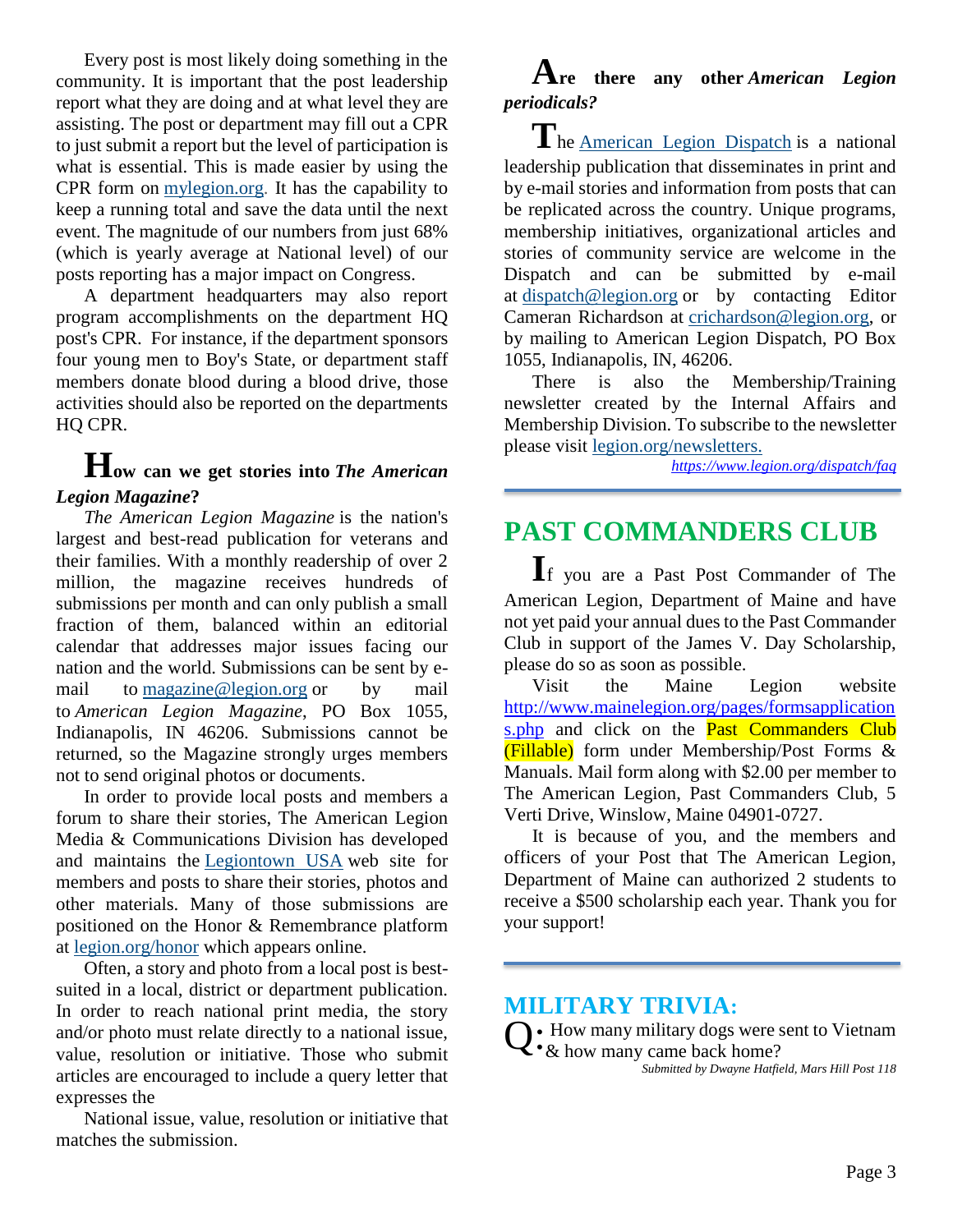Every post is most likely doing something in the community. It is important that the post leadership report what they are doing and at what level they are assisting. The post or department may fill out a CPR to just submit a report but the level of participation is what is essential. This is made easier by using the CPR form on mylegion.org. It has the capability to keep a running total and save the data until the next event. The magnitude of our numbers from just 68% (which is yearly average at National level) of our posts reporting has a major impact on Congress.

A department headquarters may also report program accomplishments on the department HQ post's CPR. For instance, if the department sponsors four young men to Boy's State, or department staff members donate blood during a blood drive, those activities should also be reported on the departments HQ CPR.

## How can we get stories into *The American Legion Magazine*?

*The American Legion Magazine* is the nation's largest and best-read publication for veterans and their families. With a monthly readership of over 2 million, the magazine receives hundreds of submissions per month and can only publish a small fraction of them, balanced within an editorial calendar that addresses major issues facing our nation and the world. Submissions can be sent by e-mail to magazine@legion.org or by mail to *American Legion Magazine*, PO Box 1055, Indianapolis, IN 46206. Submissions cannot be returned, so the Magazine strongly urges members not to send original photos or documents.

In order to provide local posts and members a forum to share their stories, The American Legion Media & Communications Division has developed and maintains the Legiontown USA web site for members and posts to share their stories, photos and other materials. Many of those submissions are positioned on the Honor & Remembrance platform at legion.org/honor which appears online.

Often, a story and photo from a local post is best-suited in a local, district or department publication. In order to reach national print media, the story and/or photo must relate directly to a national issue, value, resolution or initiative. Those who submit articles are encouraged to include a query letter that expresses the

National issue, value, resolution or initiative that matches the submission.

## Are there any other *American Legion periodicals?*

The American Legion Dispatch is a national leadership publication that disseminates in print and by e-mail stories and information from posts that can be replicated across the country. Unique programs, membership initiatives, organizational articles and stories of community service are welcome in the Dispatch and can be submitted by e-mail at dispatch@legion.org or by contacting Editor Cameran Richardson at crichardson@legion.org, or by mailing to American Legion Dispatch, PO Box 1055, Indianapolis, IN, 46206.

There is also the Membership/Training newsletter created by the Internal Affairs and Membership Division. To subscribe to the newsletter please visit legion.org/newsletters.

*https://www.legion.org/dispatch/faq*

## PAST COMMANDERS CLUB

If you are a Past Post Commander of The American Legion, Department of Maine and have not yet paid your annual dues to the Past Commander Club in support of the James V. Day Scholarship, please do so as soon as possible.

Visit the Maine Legion website http://www.mainelegion.org/pages/formsapplications.php and click on the Past Commanders Club (Fillable) form under Membership/Post Forms & Manuals. Mail form along with $2.00 per member to The American Legion, Past Commanders Club, 5 Verti Drive, Winslow, Maine 04901-0727.

It is because of you, and the members and officers of your Post that The American Legion, Department of Maine can authorized 2 students to receive a $500 scholarship each year. Thank you for your support!

## MILITARY TRIVIA:

Q: How many military dogs were sent to Vietnam & how many came back home?

*Submitted by Dwayne Hatfield, Mars Hill Post 118*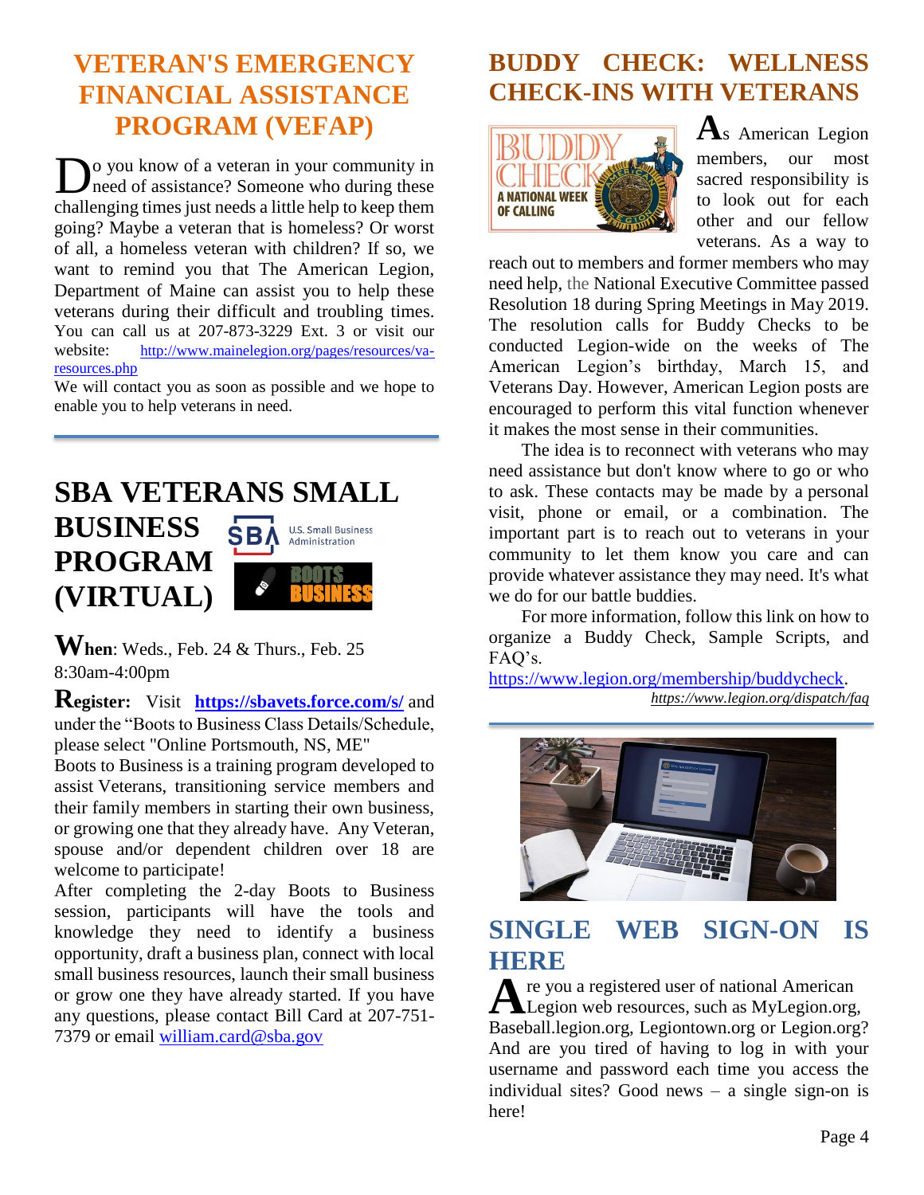## VETERAN'S EMERGENCY FINANCIAL ASSISTANCE PROGRAM (VEFAP)

Do you know of a veteran in your community in need of assistance? Someone who during these challenging times just needs a little help to keep them going? Maybe a veteran that is homeless? Or worst of all, a homeless veteran with children? If so, we want to remind you that The American Legion, Department of Maine can assist you to help these veterans during their difficult and troubling times. You can call us at 207-873-3229 Ext. 3 or visit our website: http://www.mainelegion.org/pages/resources/va-resources.php

We will contact you as soon as possible and we hope to enable you to help veterans in need.

## SBA VETERANS SMALL BUSINESS PROGRAM (VIRTUAL)

**When**: Weds., Feb. 24 & Thurs., Feb. 25 8:30am-4:00pm

**Register:** Visit **https://sbavets.force.com/s/** and under the "Boots to Business Class Details/Schedule, please select "Online Portsmouth, NS, ME"

Boots to Business is a training program developed to assist Veterans, transitioning service members and their family members in starting their own business, or growing one that they already have. Any Veteran, spouse and/or dependent children over 18 are welcome to participate!

After completing the 2-day Boots to Business session, participants will have the tools and knowledge they need to identify a business opportunity, draft a business plan, connect with local small business resources, launch their small business or grow one they have already started. If you have any questions, please contact Bill Card at 207-751-7379 or email william.card@sba.gov

## BUDDY CHECK: WELLNESS CHECK-INS WITH VETERANS

As American Legion members, our most sacred responsibility is to look out for each other and our fellow veterans. As a way to reach out to members and former members who may need help, the National Executive Committee passed Resolution 18 during Spring Meetings in May 2019. The resolution calls for Buddy Checks to be conducted Legion-wide on the weeks of The American Legion's birthday, March 15, and Veterans Day. However, American Legion posts are encouraged to perform this vital function whenever it makes the most sense in their communities.

The idea is to reconnect with veterans who may need assistance but don't know where to go or who to ask. These contacts may be made by a personal visit, phone or email, or a combination. The important part is to reach out to veterans in your community to let them know you care and can provide whatever assistance they may need. It's what we do for our battle buddies.

For more information, follow this link on how to organize a Buddy Check, Sample Scripts, and FAQ's.

https://www.legion.org/membership/buddycheck.

*https://www.legion.org/dispatch/faq*

## SINGLE WEB SIGN-ON IS HERE

Are you a registered user of national American Legion web resources, such as MyLegion.org, Baseball.legion.org, Legiontown.org or Legion.org? And are you tired of having to log in with your username and password each time you access the individual sites? Good news – a single sign-on is here!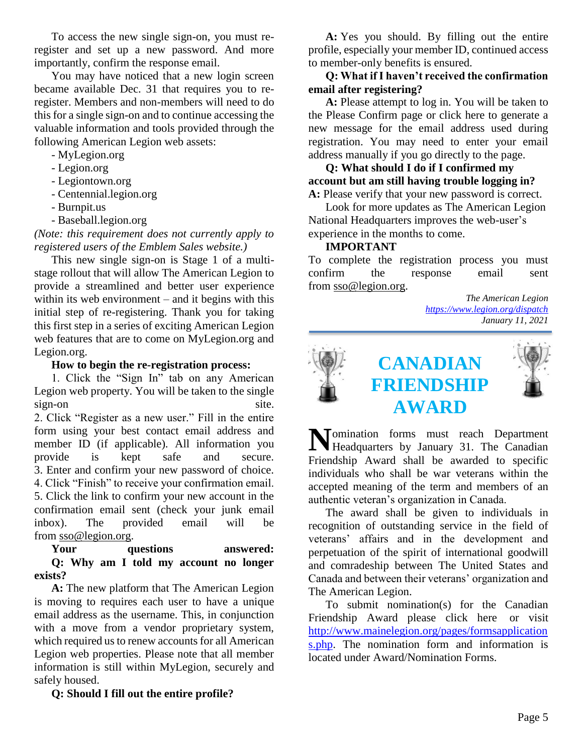To access the new single sign-on, you must re-register and set up a new password. And more importantly, confirm the response email.

You may have noticed that a new login screen became available Dec. 31 that requires you to re-register. Members and non-members will need to do this for a single sign-on and to continue accessing the valuable information and tools provided through the following American Legion web assets:

- MyLegion.org
- Legion.org
- Legiontown.org
- Centennial.legion.org
- Burnpit.us
- Baseball.legion.org

*(Note: this requirement does not currently apply to registered users of the Emblem Sales website.)*

This new single sign-on is Stage 1 of a multi-stage rollout that will allow The American Legion to provide a streamlined and better user experience within its web environment – and it begins with this initial step of re-registering. Thank you for taking this first step in a series of exciting American Legion web features that are to come on MyLegion.org and Legion.org.

**How to begin the re-registration process:**

1. Click the "Sign In" tab on any American Legion web property. You will be taken to the single sign-on site.
2. Click "Register as a new user." Fill in the entire form using your best contact email address and member ID (if applicable). All information you provide is kept safe and secure.
3. Enter and confirm your new password of choice.
4. Click "Finish" to receive your confirmation email.
5. Click the link to confirm your new account in the confirmation email sent (check your junk email inbox). The provided email will be from sso@legion.org.

**Your questions answered:**

**Q: Why am I told my account no longer exists?**

**A:** The new platform that The American Legion is moving to requires each user to have a unique email address as the username. This, in conjunction with a move from a vendor proprietary system, which required us to renew accounts for all American Legion web properties. Please note that all member information is still within MyLegion, securely and safely housed.

**Q: Should I fill out the entire profile?**

**A:** Yes you should. By filling out the entire profile, especially your member ID, continued access to member-only benefits is ensured.

**Q: What if I haven't received the confirmation email after registering?**

**A:** Please attempt to log in. You will be taken to the Please Confirm page or click here to generate a new message for the email address used during registration. You may need to enter your email address manually if you go directly to the page.

**Q: What should I do if I confirmed my account but am still having trouble logging in?**

**A:** Please verify that your new password is correct.

Look for more updates as The American Legion National Headquarters improves the web-user's experience in the months to come.

**IMPORTANT**

To complete the registration process you must confirm the response email sent from sso@legion.org.

*The American Legion*
*https://www.legion.org/dispatch*
*January 11, 2021*

---

# CANADIAN FRIENDSHIP AWARD

Nomination forms must reach Department Headquarters by January 31. The Canadian Friendship Award shall be awarded to specific individuals who shall be war veterans within the accepted meaning of the term and members of an authentic veteran's organization in Canada.

The award shall be given to individuals in recognition of outstanding service in the field of veterans' affairs and in the development and perpetuation of the spirit of international goodwill and comradeship between The United States and Canada and between their veterans' organization and The American Legion.

To submit nomination(s) for the Canadian Friendship Award please click here or visit http://www.mainelegion.org/pages/formsapplications.php. The nomination form and information is located under Award/Nomination Forms.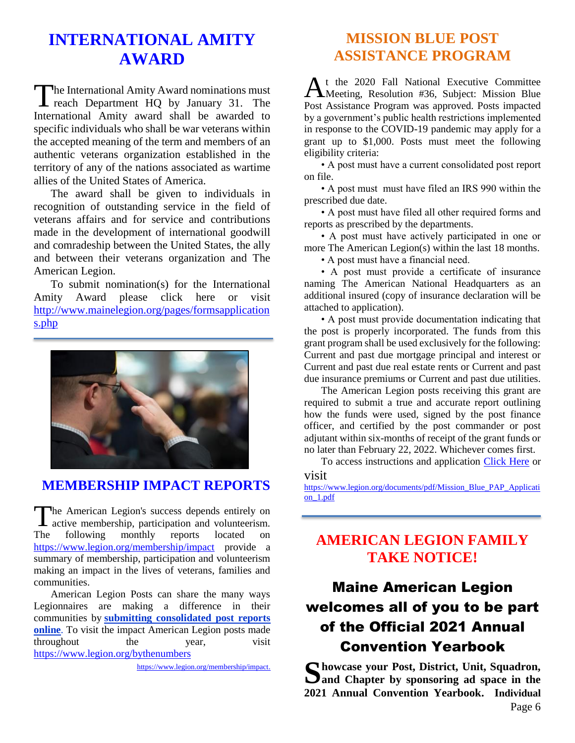# INTERNATIONAL AMITY AWARD

The International Amity Award nominations must reach Department HQ by January 31. The International Amity award shall be awarded to specific individuals who shall be war veterans within the accepted meaning of the term and members of an authentic veterans organization established in the territory of any of the nations associated as wartime allies of the United States of America.

The award shall be given to individuals in recognition of outstanding service in the field of veterans affairs and for service and contributions made in the development of international goodwill and comradeship between the United States, the ally and between their veterans organization and The American Legion.

To submit nomination(s) for the International Amity Award please click here or visit http://www.mainelegion.org/pages/formsapplications.php

# MEMBERSHIP IMPACT REPORTS

The American Legion's success depends entirely on active membership, participation and volunteerism. The following monthly reports located on https://www.legion.org/membership/impact provide a summary of membership, participation and volunteerism making an impact in the lives of veterans, families and communities.

American Legion Posts can share the many ways Legionnaires are making a difference in their communities by **submitting consolidated post reports online**. To visit the impact American Legion posts made throughout the year, visit https://www.legion.org/bythenumbers

https://www.legion.org/membership/impact.

# MISSION BLUE POST ASSISTANCE PROGRAM

At the 2020 Fall National Executive Committee Meeting, Resolution #36, Subject: Mission Blue Post Assistance Program was approved. Posts impacted by a government's public health restrictions implemented in response to the COVID-19 pandemic may apply for a grant up to $1,000. Posts must meet the following eligibility criteria:

- A post must have a current consolidated post report on file.
- A post must must have filed an IRS 990 within the prescribed due date.
- A post must have filed all other required forms and reports as prescribed by the departments.
- A post must have actively participated in one or more The American Legion(s) within the last 18 months.
- A post must have a financial need.
- A post must provide a certificate of insurance naming The American National Headquarters as an additional insured (copy of insurance declaration will be attached to application).
- A post must provide documentation indicating that the post is properly incorporated. The funds from this grant program shall be used exclusively for the following: Current and past due mortgage principal and interest or Current and past due real estate rents or Current and past due insurance premiums or Current and past due utilities.

The American Legion posts receiving this grant are required to submit a true and accurate report outlining how the funds were used, signed by the post finance officer, and certified by the post commander or post adjutant within six-months of receipt of the grant funds or no later than February 22, 2022. Whichever comes first.

To access instructions and application Click Here or visit

https://www.legion.org/documents/pdf/Mission_Blue_PAP_Application_1.pdf

# AMERICAN LEGION FAMILY TAKE NOTICE!

## Maine American Legion welcomes all of you to be part of the Official 2021 Annual Convention Yearbook

**Showcase your Post, District, Unit, Squadron, and Chapter by sponsoring ad space in the 2021 Annual Convention Yearbook. Individual**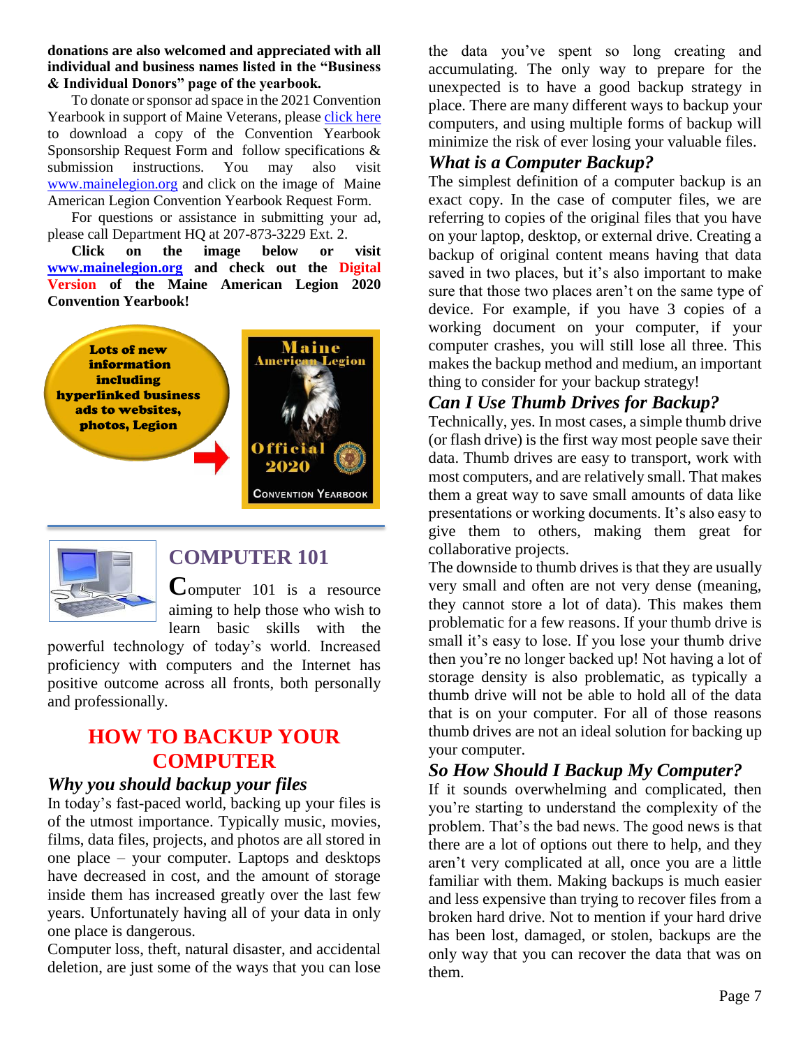**donations are also welcomed and appreciated with all individual and business names listed in the "Business & Individual Donors" page of the yearbook.**

To donate or sponsor ad space in the 2021 Convention Yearbook in support of Maine Veterans, please click here to download a copy of the Convention Yearbook Sponsorship Request Form and follow specifications & submission instructions. You may also visit www.mainelegion.org and click on the image of Maine American Legion Convention Yearbook Request Form.

For questions or assistance in submitting your ad, please call Department HQ at 207-873-3229 Ext. 2.

**Click on the image below or visit www.mainelegion.org and check out the Digital Version of the Maine American Legion 2020 Convention Yearbook!**

Lots of new information including hyperlinked business ads to websites, photos, Legion

Maine American Legion Official 2020 Convention Yearbook

## COMPUTER 101

Computer 101 is a resource aiming to help those who wish to learn basic skills with the powerful technology of today's world. Increased proficiency with computers and the Internet has positive outcome across all fronts, both personally and professionally.

## HOW TO BACKUP YOUR COMPUTER

### *Why you should backup your files*

In today's fast-paced world, backing up your files is of the utmost importance. Typically music, movies, films, data files, projects, and photos are all stored in one place – your computer. Laptops and desktops have decreased in cost, and the amount of storage inside them has increased greatly over the last few years. Unfortunately having all of your data in only one place is dangerous.

Computer loss, theft, natural disaster, and accidental deletion, are just some of the ways that you can lose the data you've spent so long creating and accumulating. The only way to prepare for the unexpected is to have a good backup strategy in place. There are many different ways to backup your computers, and using multiple forms of backup will minimize the risk of ever losing your valuable files.

### *What is a Computer Backup?*

The simplest definition of a computer backup is an exact copy. In the case of computer files, we are referring to copies of the original files that you have on your laptop, desktop, or external drive. Creating a backup of original content means having that data saved in two places, but it's also important to make sure that those two places aren't on the same type of device. For example, if you have 3 copies of a working document on your computer, if your computer crashes, you will still lose all three. This makes the backup method and medium, an important thing to consider for your backup strategy!

### *Can I Use Thumb Drives for Backup?*

Technically, yes. In most cases, a simple thumb drive (or flash drive) is the first way most people save their data. Thumb drives are easy to transport, work with most computers, and are relatively small. That makes them a great way to save small amounts of data like presentations or working documents. It's also easy to give them to others, making them great for collaborative projects.

The downside to thumb drives is that they are usually very small and often are not very dense (meaning, they cannot store a lot of data). This makes them problematic for a few reasons. If your thumb drive is small it's easy to lose. If you lose your thumb drive then you're no longer backed up! Not having a lot of storage density is also problematic, as typically a thumb drive will not be able to hold all of the data that is on your computer. For all of those reasons thumb drives are not an ideal solution for backing up your computer.

### *So How Should I Backup My Computer?*

If it sounds overwhelming and complicated, then you're starting to understand the complexity of the problem. That's the bad news. The good news is that there are a lot of options out there to help, and they aren't very complicated at all, once you are a little familiar with them. Making backups is much easier and less expensive than trying to recover files from a broken hard drive. Not to mention if your hard drive has been lost, damaged, or stolen, backups are the only way that you can recover the data that was on them.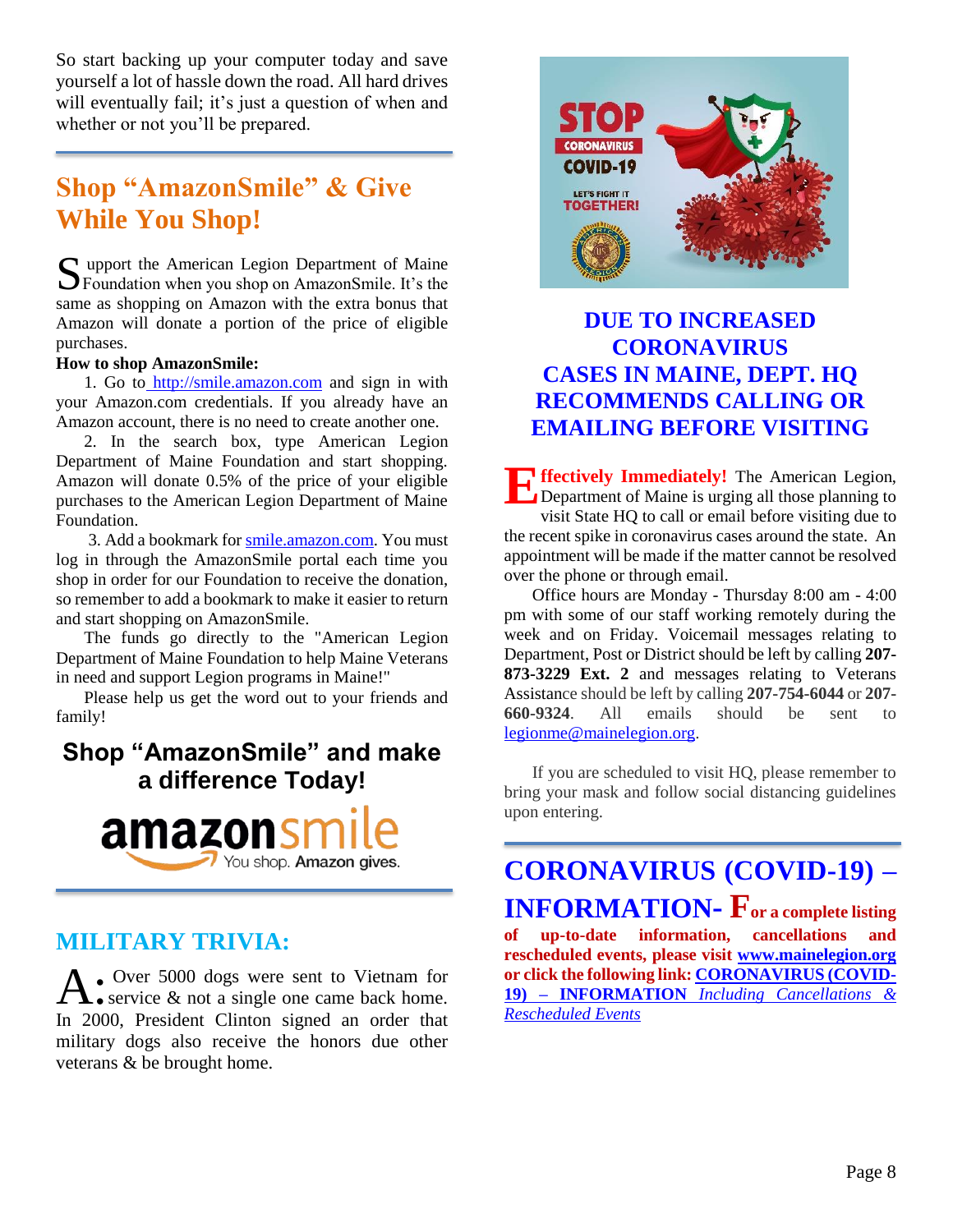So start backing up your computer today and save yourself a lot of hassle down the road. All hard drives will eventually fail; it's just a question of when and whether or not you'll be prepared.

## Shop "AmazonSmile" & Give While You Shop!

Support the American Legion Department of Maine Foundation when you shop on AmazonSmile. It's the same as shopping on Amazon with the extra bonus that Amazon will donate a portion of the price of eligible purchases.

**How to shop AmazonSmile:**

1. Go to http://smile.amazon.com and sign in with your Amazon.com credentials. If you already have an Amazon account, there is no need to create another one.
2. In the search box, type American Legion Department of Maine Foundation and start shopping. Amazon will donate 0.5% of the price of your eligible purchases to the American Legion Department of Maine Foundation.
3. Add a bookmark for smile.amazon.com. You must log in through the AmazonSmile portal each time you shop in order for our Foundation to receive the donation, so remember to add a bookmark to make it easier to return and start shopping on AmazonSmile.

The funds go directly to the "American Legion Department of Maine Foundation to help Maine Veterans in need and support Legion programs in Maine!"

Please help us get the word out to your friends and family!

**Shop "AmazonSmile" and make a difference Today!**

amazonsmile
You shop. Amazon gives.

## MILITARY TRIVIA:

A: Over 5000 dogs were sent to Vietnam for service & not a single one came back home. In 2000, President Clinton signed an order that military dogs also receive the honors due other veterans & be brought home.

## DUE TO INCREASED CORONAVIRUS CASES IN MAINE, DEPT. HQ RECOMMENDS CALLING OR EMAILING BEFORE VISITING

**Effectively Immediately!** The American Legion, Department of Maine is urging all those planning to visit State HQ to call or email before visiting due to the recent spike in coronavirus cases around the state. An appointment will be made if the matter cannot be resolved over the phone or through email.

Office hours are Monday - Thursday 8:00 am - 4:00 pm with some of our staff working remotely during the week and on Friday. Voicemail messages relating to Department, Post or District should be left by calling **207-873-3229 Ext. 2** and messages relating to Veterans Assistance should be left by calling **207-754-6044** or **207-660-9324**. All emails should be sent to legionme@mainelegion.org.

If you are scheduled to visit HQ, please remember to bring your mask and follow social distancing guidelines upon entering.

## CORONAVIRUS (COVID-19) – INFORMATION-

**For a complete listing of up-to-date information, cancellations and rescheduled events, please visit www.mainelegion.org or click the following link: CORONAVIRUS (COVID-19) – INFORMATION** *Including Cancellations & Rescheduled Events*